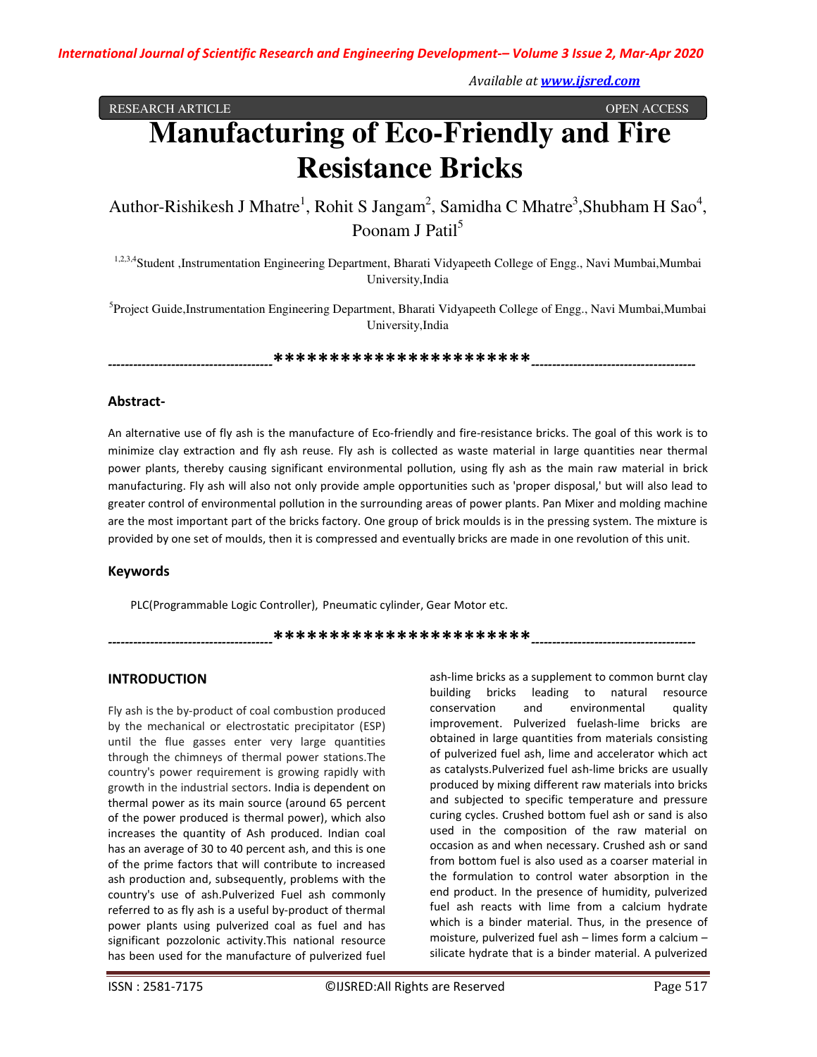RESEARCH ARTICLE OPEN ACCESS

# Manufacturing of Eco-Friendly and Fire Resistance Bricks

Author-Rishikesh J Mhatre[1], Rohit S Jangam[2], Samidha C Mhatre[3],Shubham H Sao[4], Poonam J Patil[5]

[1,2,3,4]Student ,Instrumentation Engineering Department, Bharati Vidyapeeth College of Engg., Navi Mumbai,Mumbai University,India

[5]Project Guide,Instrumentation Engineering Department, Bharati Vidyapeeth College of Engg., Navi Mumbai,Mumbai University,India

---

### Abstract-

An alternative use of fly ash is the manufacture of Eco-friendly and fire-resistance bricks. The goal of this work is to minimize clay extraction and fly ash reuse. Fly ash is collected as waste material in large quantities near thermal power plants, thereby causing significant environmental pollution, using fly ash as the main raw material in brick manufacturing. Fly ash will also not only provide ample opportunities such as 'proper disposal,' but will also lead to greater control of environmental pollution in the surrounding areas of power plants. Pan Mixer and molding machine are the most important part of the bricks factory. One group of brick moulds is in the pressing system. The mixture is provided by one set of moulds, then it is compressed and eventually bricks are made in one revolution of this unit.

### Keywords

PLC(Programmable Logic Controller), Pneumatic cylinder, Gear Motor etc.

---

## INTRODUCTION

Fly ash is the by-product of coal combustion produced by the mechanical or electrostatic precipitator (ESP) until the flue gasses enter very large quantities through the chimneys of thermal power stations.The country's power requirement is growing rapidly with growth in the industrial sectors. India is dependent on thermal power as its main source (around 65 percent of the power produced is thermal power), which also increases the quantity of Ash produced. Indian coal has an average of 30 to 40 percent ash, and this is one of the prime factors that will contribute to increased ash production and, subsequently, problems with the country's use of ash.Pulverized Fuel ash commonly referred to as fly ash is a useful by-product of thermal power plants using pulverized coal as fuel and has significant pozzolonic activity.This national resource has been used for the manufacture of pulverized fuel ash-lime bricks as a supplement to common burnt clay building bricks leading to natural resource conservation and environmental quality improvement. Pulverized fuelash-lime bricks are obtained in large quantities from materials consisting of pulverized fuel ash, lime and accelerator which act as catalysts.Pulverized fuel ash-lime bricks are usually produced by mixing different raw materials into bricks and subjected to specific temperature and pressure curing cycles. Crushed bottom fuel ash or sand is also used in the composition of the raw material on occasion as and when necessary. Crushed ash or sand from bottom fuel is also used as a coarser material in the formulation to control water absorption in the end product. In the presence of humidity, pulverized fuel ash reacts with lime from a calcium hydrate which is a binder material. Thus, in the presence of moisture, pulverized fuel ash – limes form a calcium – silicate hydrate that is a binder material. A pulverized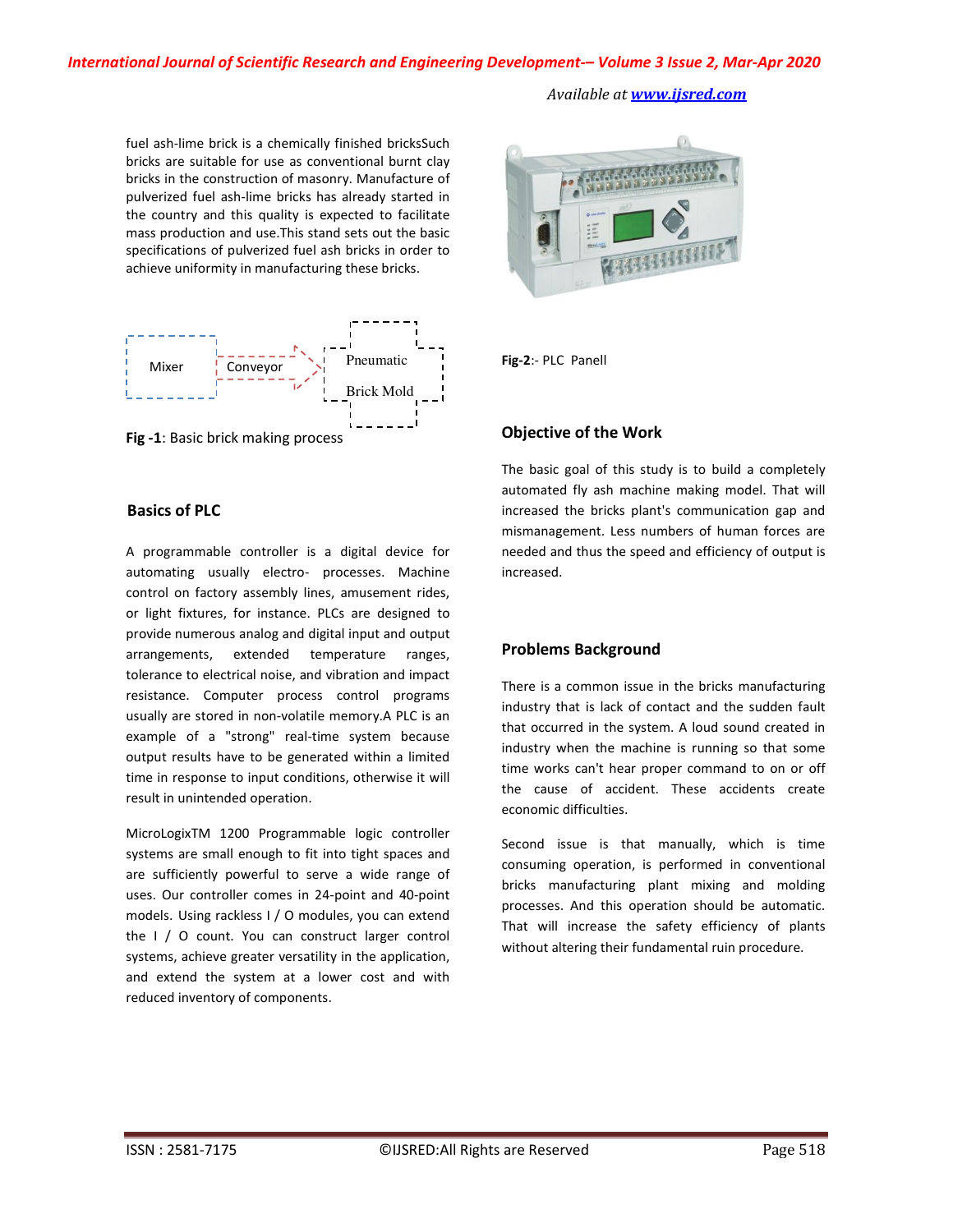fuel ash-lime brick is a chemically finished bricksSuch bricks are suitable for use as conventional burnt clay bricks in the construction of masonry. Manufacture of pulverized fuel ash-lime bricks has already started in the country and this quality is expected to facilitate mass production and use.This stand sets out the basic specifications of pulverized fuel ash bricks in order to achieve uniformity in manufacturing these bricks.

Mixer

Conveyor

Pneumatic

Brick Mold

**Fig -1**: Basic brick making process

## Basics of PLC

A programmable controller is a digital device for automating usually electro- processes. Machine control on factory assembly lines, amusement rides, or light fixtures, for instance. PLCs are designed to provide numerous analog and digital input and output arrangements, extended temperature ranges, tolerance to electrical noise, and vibration and impact resistance. Computer process control programs usually are stored in non-volatile memory.A PLC is an example of a "strong" real-time system because output results have to be generated within a limited time in response to input conditions, otherwise it will result in unintended operation.

MicroLogixTM 1200 Programmable logic controller systems are small enough to fit into tight spaces and are sufficiently powerful to serve a wide range of uses. Our controller comes in 24-point and 40-point models. Using rackless I / O modules, you can extend the I / O count. You can construct larger control systems, achieve greater versatility in the application, and extend the system at a lower cost and with reduced inventory of components.

**Fig-2**:- PLC Panell

## Objective of the Work

The basic goal of this study is to build a completely automated fly ash machine making model. That will increased the bricks plant's communication gap and mismanagement. Less numbers of human forces are needed and thus the speed and efficiency of output is increased.

## Problems Background

There is a common issue in the bricks manufacturing industry that is lack of contact and the sudden fault that occurred in the system. A loud sound created in industry when the machine is running so that some time works can't hear proper command to on or off the cause of accident. These accidents create economic difficulties.

Second issue is that manually, which is time consuming operation, is performed in conventional bricks manufacturing plant mixing and molding processes. And this operation should be automatic. That will increase the safety efficiency of plants without altering their fundamental ruin procedure.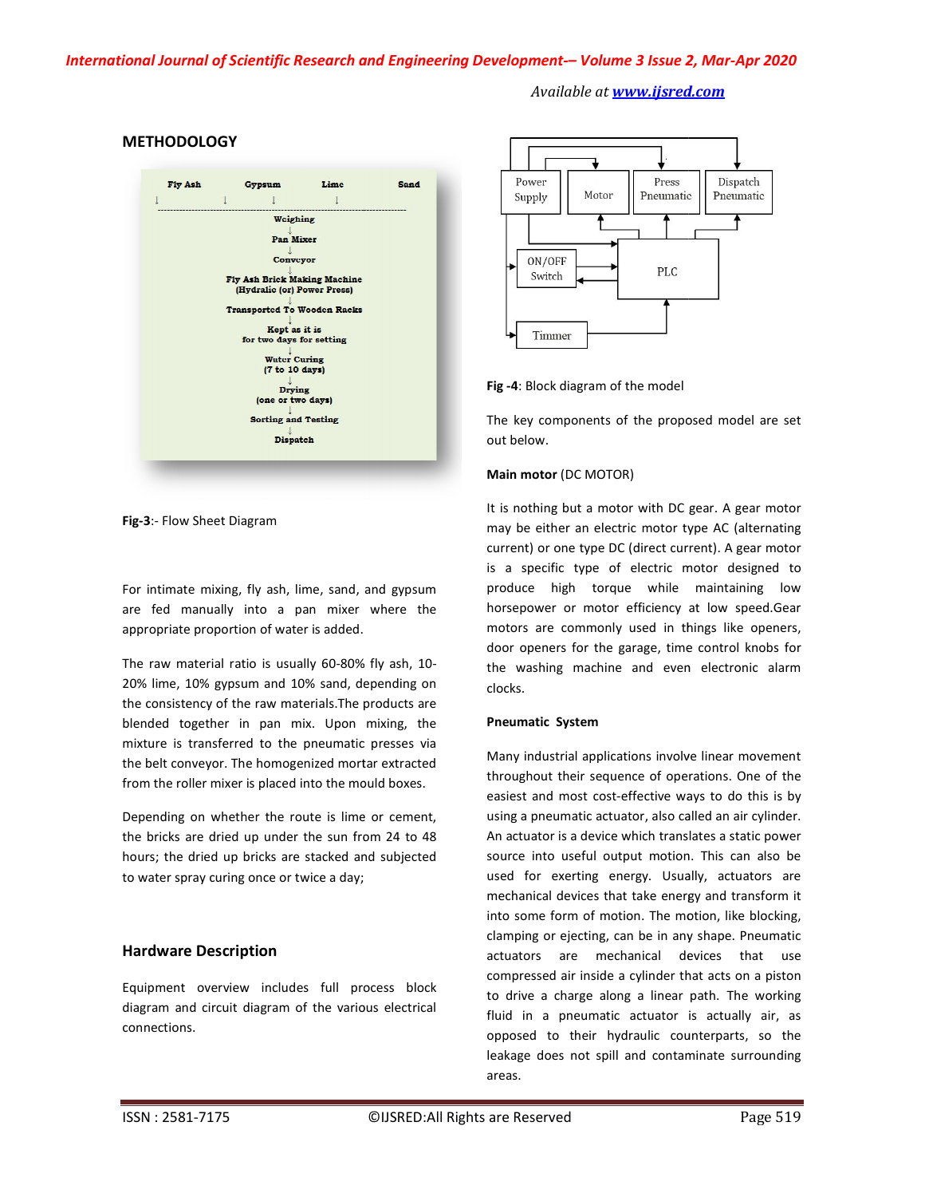## METHODOLOGY

Fly Ash | Gypsum | Lime | Sand

Weighing
↓
Pan Mixer
↓
Conveyor
↓
Fly Ash Brick Making Machine
(Hydralic (or) Power Press)
↓
Transported To Wooden Racks
↓
Kept as it is
for two days for setting
↓
Water Curing
(7 to 10 days)
↓
Drying
(one or two days)
↓
Sorting and Testing
↓
Dispatch

**Fig-3**:- Flow Sheet Diagram

For intimate mixing, fly ash, lime, sand, and gypsum are fed manually into a pan mixer where the appropriate proportion of water is added.

The raw material ratio is usually 60-80% fly ash, 10-20% lime, 10% gypsum and 10% sand, depending on the consistency of the raw materials.The products are blended together in pan mix. Upon mixing, the mixture is transferred to the pneumatic presses via the belt conveyor. The homogenized mortar extracted from the roller mixer is placed into the mould boxes.

Depending on whether the route is lime or cement, the bricks are dried up under the sun from 24 to 48 hours; the dried up bricks are stacked and subjected to water spray curing once or twice a day;

## Hardware Description

Equipment overview includes full process block diagram and circuit diagram of the various electrical connections.

Power Supply | Motor | Press Pneumatic | Dispatch Pneumatic | ON/OFF Switch | PLC | Timmer

**Fig -4**: Block diagram of the model

The key components of the proposed model are set out below.

**Main motor** (DC MOTOR)

It is nothing but a motor with DC gear. A gear motor may be either an electric motor type AC (alternating current) or one type DC (direct current). A gear motor is a specific type of electric motor designed to produce high torque while maintaining low horsepower or motor efficiency at low speed.Gear motors are commonly used in things like openers, door openers for the garage, time control knobs for the washing machine and even electronic alarm clocks.

**Pneumatic System**

Many industrial applications involve linear movement throughout their sequence of operations. One of the easiest and most cost-effective ways to do this is by using a pneumatic actuator, also called an air cylinder. An actuator is a device which translates a static power source into useful output motion. This can also be used for exerting energy. Usually, actuators are mechanical devices that take energy and transform it into some form of motion. The motion, like blocking, clamping or ejecting, can be in any shape. Pneumatic actuators are mechanical devices that use compressed air inside a cylinder that acts on a piston to drive a charge along a linear path. The working fluid in a pneumatic actuator is actually air, as opposed to their hydraulic counterparts, so the leakage does not spill and contaminate surrounding areas.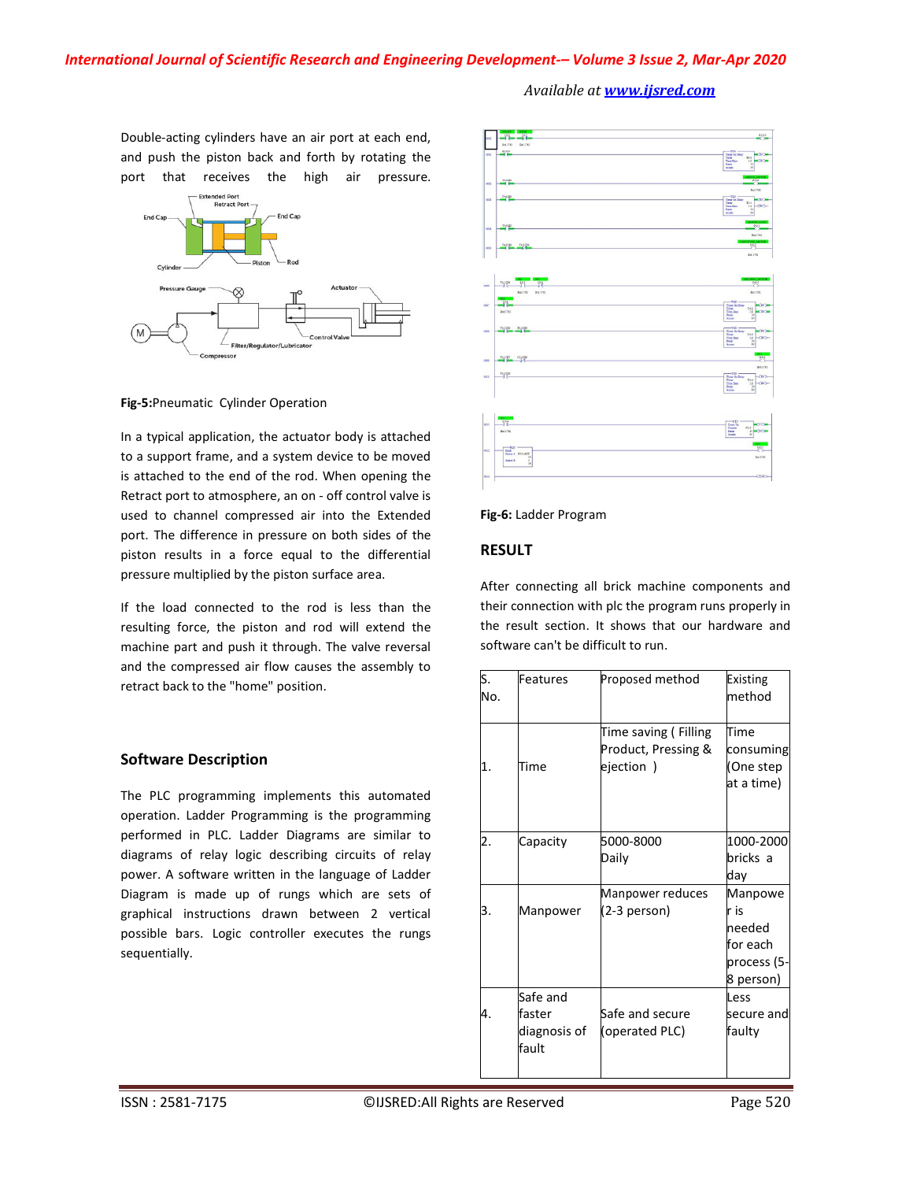Double-acting cylinders have an air port at each end, and push the piston back and forth by rotating the port that receives the high air pressure.

**Fig-5:**Pneumatic Cylinder Operation

In a typical application, the actuator body is attached to a support frame, and a system device to be moved is attached to the end of the rod. When opening the Retract port to atmosphere, an on - off control valve is used to channel compressed air into the Extended port. The difference in pressure on both sides of the piston results in a force equal to the differential pressure multiplied by the piston surface area.

If the load connected to the rod is less than the resulting force, the piston and rod will extend the machine part and push it through. The valve reversal and the compressed air flow causes the assembly to retract back to the "home" position.

## Software Description

The PLC programming implements this automated operation. Ladder Programming is the programming performed in PLC. Ladder Diagrams are similar to diagrams of relay logic describing circuits of relay power. A software written in the language of Ladder Diagram is made up of rungs which are sets of graphical instructions drawn between 2 vertical possible bars. Logic controller executes the rungs sequentially.

**Fig-6:** Ladder Program

## RESULT

After connecting all brick machine components and their connection with plc the program runs properly in the result section. It shows that our hardware and software can't be difficult to run.

| S. No. | Features | Proposed method | Existing method |
|---|---|---|---|
| 1. | Time | Time saving ( Filling Product, Pressing & ejection ) | Time consuming (One step at a time) |
| 2. | Capacity | 5000-8000 Daily | 1000-2000 bricks a day |
| 3. | Manpower | Manpower reduces (2-3 person) | Manpower is needed for each process (5-8 person) |
| 4. | Safe and faster diagnosis of fault | Safe and secure (operated PLC) | Less secure and faulty |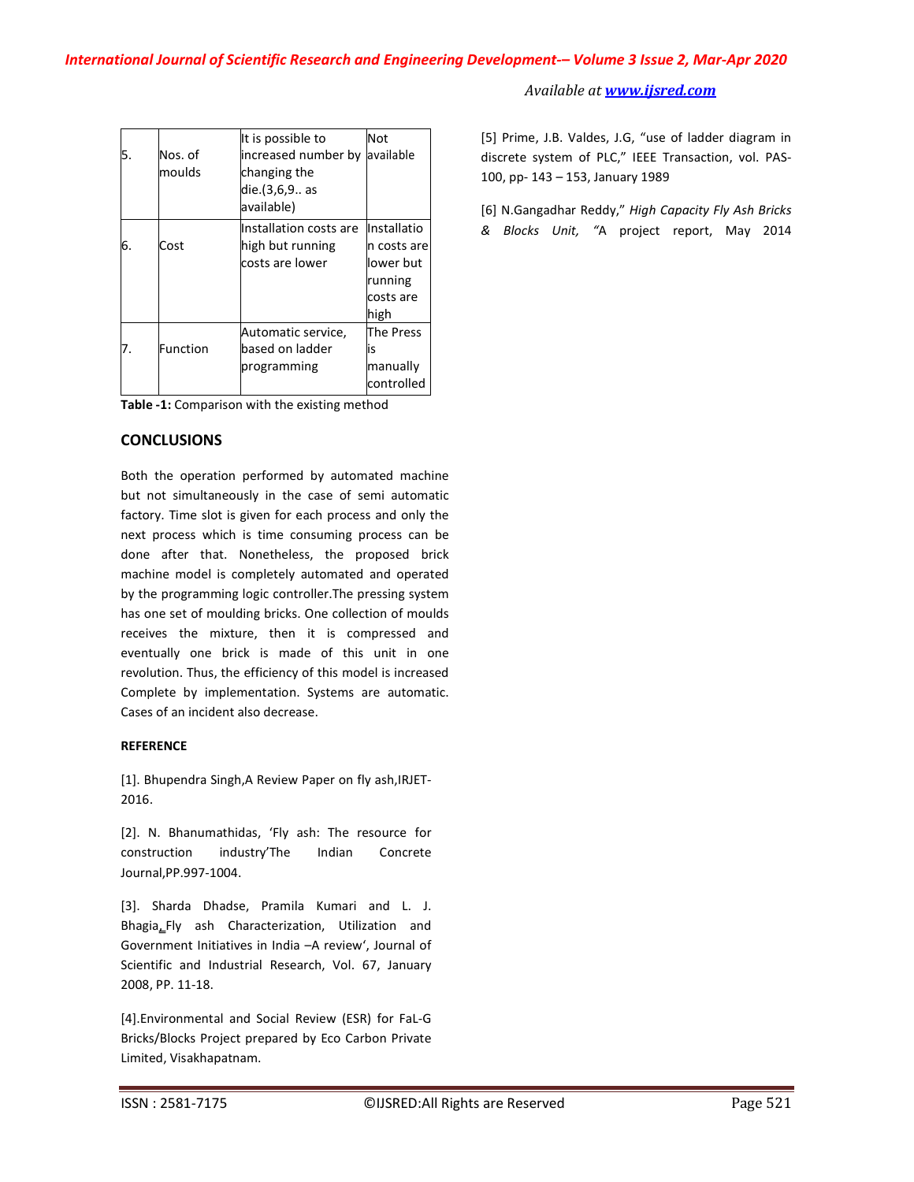| | | | |
|---|---|---|---|
| 5. | Nos. of moulds | It is possible to increased number by changing the die.(3,6,9.. as available) | Not available |
| 6. | Cost | Installation costs are high but running costs are lower | Installation costs are lower but running costs are high |
| 7. | Function | Automatic service, based on ladder programming | The Press is manually controlled |

**Table -1:** Comparison with the existing method

## CONCLUSIONS

Both the operation performed by automated machine but not simultaneously in the case of semi automatic factory. Time slot is given for each process and only the next process which is time consuming process can be done after that. Nonetheless, the proposed brick machine model is completely automated and operated by the programming logic controller.The pressing system has one set of moulding bricks. One collection of moulds receives the mixture, then it is compressed and eventually one brick is made of this unit in one revolution. Thus, the efficiency of this model is increased Complete by implementation. Systems are automatic. Cases of an incident also decrease.

#### REFERENCE

[1]. Bhupendra Singh,A Review Paper on fly ash,IRJET-2016.

[2]. N. Bhanumathidas, 'Fly ash: The resource for construction industry'The Indian Concrete Journal,PP.997-1004.

[3]. Sharda Dhadse, Pramila Kumari and L. J. Bhagia, Fly ash Characterization, Utilization and Government Initiatives in India –A review', Journal of Scientific and Industrial Research, Vol. 67, January 2008, PP. 11-18.

[4].Environmental and Social Review (ESR) for FaL-G Bricks/Blocks Project prepared by Eco Carbon Private Limited, Visakhapatnam.

[5] Prime, J.B. Valdes, J.G, "use of ladder diagram in discrete system of PLC," IEEE Transaction, vol. PAS-100, pp- 143 – 153, January 1989

[6] N.Gangadhar Reddy," *High Capacity Fly Ash Bricks & Blocks Unit,* "A project report, May 2014